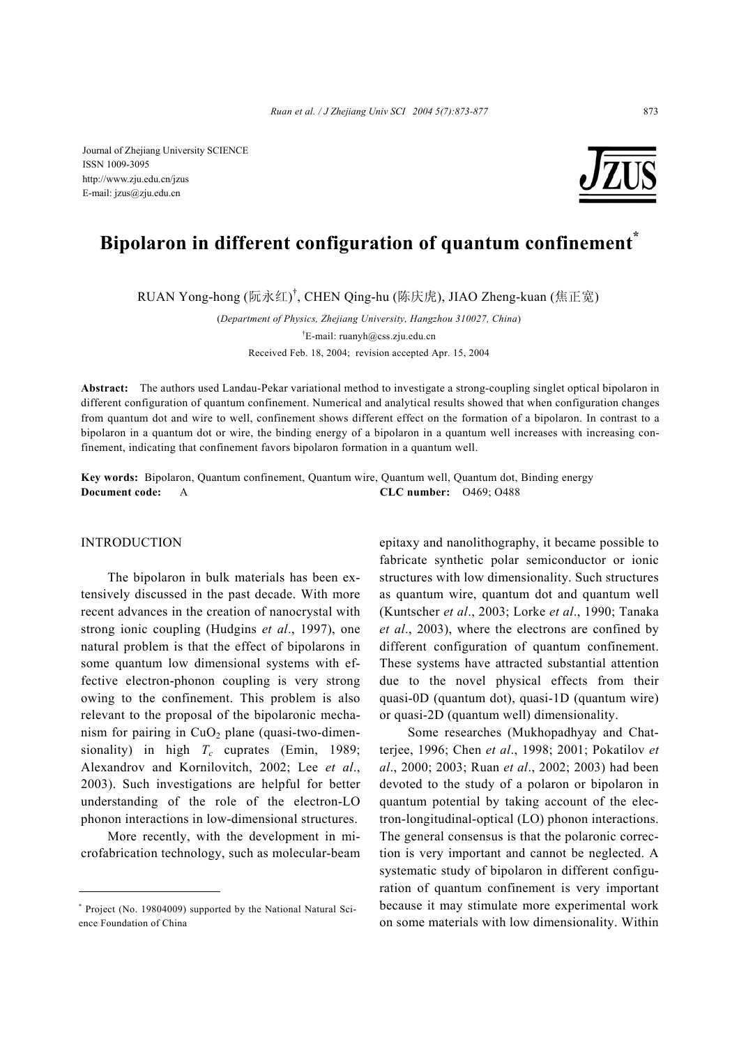Journal of Zhejiang University SCIENCE
ISSN 1009-3095
http://www.zju.edu.cn/jzus
E-mail: jzus@zju.edu.cn

# Bipolaron in different configuration of quantum confinement*

RUAN Yong-hong (阮永红)[†], CHEN Qing-hu (陈庆虎), JIAO Zheng-kuan (焦正宽)

(*Department of Physics, Zhejiang University, Hangzhou 310027, China*)

[†]E-mail: ruanyh@css.zju.edu.cn

Received Feb. 18, 2004; revision accepted Apr. 15, 2004

**Abstract:** The authors used Landau-Pekar variational method to investigate a strong-coupling singlet optical bipolaron in different configuration of quantum confinement. Numerical and analytical results showed that when configuration changes from quantum dot and wire to well, confinement shows different effect on the formation of a bipolaron. In contrast to a bipolaron in a quantum dot or wire, the binding energy of a bipolaron in a quantum well increases with increasing confinement, indicating that confinement favors bipolaron formation in a quantum well.

**Key words:** Bipolaron, Quantum confinement, Quantum wire, Quantum well, Quantum dot, Binding energy

**Document code:** A **CLC number:** O469; O488

## INTRODUCTION

The bipolaron in bulk materials has been extensively discussed in the past decade. With more recent advances in the creation of nanocrystal with strong ionic coupling (Hudgins *et al*., 1997), one natural problem is that the effect of bipolarons in some quantum low dimensional systems with effective electron-phonon coupling is very strong owing to the confinement. This problem is also relevant to the proposal of the bipolaronic mechanism for pairing in $CuO_2$ plane (quasi-two-dimensionality) in high $T_c$ cuprates (Emin, 1989; Alexandrov and Kornilovitch, 2002; Lee *et al*., 2003). Such investigations are helpful for better understanding of the role of the electron-LO phonon interactions in low-dimensional structures.

More recently, with the development in microfabrication technology, such as molecular-beam epitaxy and nanolithography, it became possible to fabricate synthetic polar semiconductor or ionic structures with low dimensionality. Such structures as quantum wire, quantum dot and quantum well (Kuntscher *et al*., 2003; Lorke *et al*., 1990; Tanaka *et al*., 2003), where the electrons are confined by different configuration of quantum confinement. These systems have attracted substantial attention due to the novel physical effects from their quasi-0D (quantum dot), quasi-1D (quantum wire) or quasi-2D (quantum well) dimensionality.

Some researches (Mukhopadhyay and Chatterjee, 1996; Chen *et al*., 1998; 2001; Pokatilov *et al*., 2000; 2003; Ruan *et al*., 2002; 2003) had been devoted to the study of a polaron or bipolaron in quantum potential by taking account of the electron-longitudinal-optical (LO) phonon interactions. The general consensus is that the polaronic correction is very important and cannot be neglected. A systematic study of bipolaron in different configuration of quantum confinement is very important because it may stimulate more experimental work on some materials with low dimensionality. Within

* Project (No. 19804009) supported by the National Natural Science Foundation of China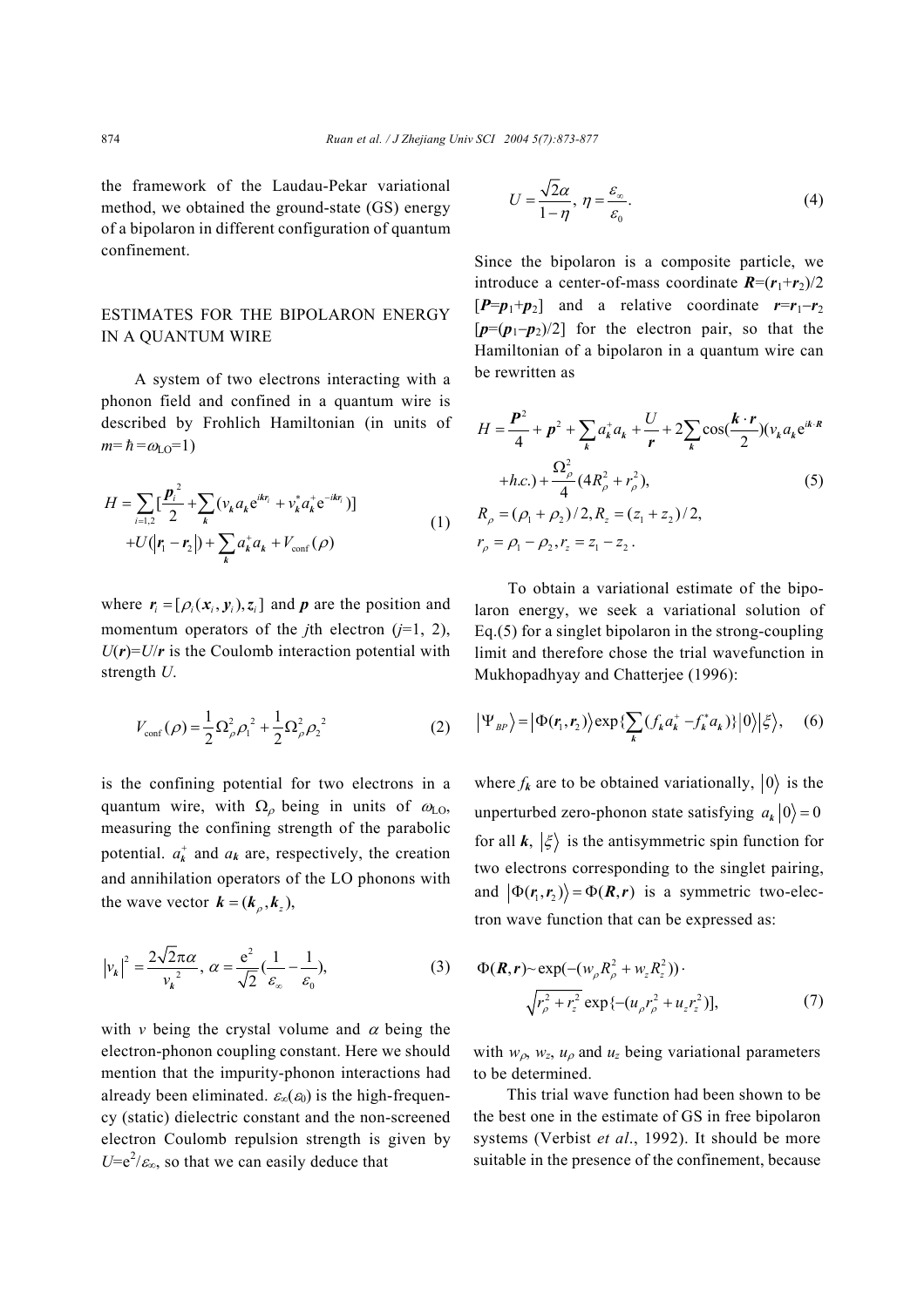the framework of the Laudau-Pekar variational method, we obtained the ground-state (GS) energy of a bipolaron in different configuration of quantum confinement.

## ESTIMATES FOR THE BIPOLARON ENERGY IN A QUANTUM WIRE

A system of two electrons interacting with a phonon field and confined in a quantum wire is described by Frohlich Hamiltonian (in units of $m=\hbar=\omega_{\text{LO}}=1$)

$$H=\sum_{i=1,2}\left[\frac{\boldsymbol{p}_i^2}{2}+\sum_{\boldsymbol{k}}(v_{\boldsymbol{k}}a_{\boldsymbol{k}}\mathrm{e}^{i\boldsymbol{k}\boldsymbol{r}_i}+v_{\boldsymbol{k}}^*a_{\boldsymbol{k}}^+\mathrm{e}^{-i\boldsymbol{k}\boldsymbol{r}_i})\right]+U(|\boldsymbol{r}_1-\boldsymbol{r}_2|)+\sum_{\boldsymbol{k}}a_{\boldsymbol{k}}^+a_{\boldsymbol{k}}+V_{\text{conf}}(\rho) \tag{1}$$

where $\boldsymbol{r}_i=[\rho_i(\boldsymbol{x}_i,\boldsymbol{y}_i),\boldsymbol{z}_i]$ and $\boldsymbol{p}$ are the position and momentum operators of the $j$th electron ($j$=1, 2), $U(\boldsymbol{r})=U/\boldsymbol{r}$ is the Coulomb interaction potential with strength $U$.

$$V_{\text{conf}}(\rho)=\frac{1}{2}\Omega_\rho^2\rho_1^{\ 2}+\frac{1}{2}\Omega_\rho^2\rho_2^{\ 2} \tag{2}$$

is the confining potential for two electrons in a quantum wire, with $\Omega_\rho$ being in units of $\omega_{\text{LO}}$, measuring the confining strength of the parabolic potential. $a_{\boldsymbol{k}}^+$ and $a_{\boldsymbol{k}}$ are, respectively, the creation and annihilation operators of the LO phonons with the wave vector $\boldsymbol{k}=(\boldsymbol{k}_\rho,\boldsymbol{k}_z)$,

$$|v_{\boldsymbol{k}}|^2=\frac{2\sqrt{2}\pi\alpha}{v_{\boldsymbol{k}}^{\ 2}},\ \alpha=\frac{\mathrm{e}^2}{\sqrt{2}}\left(\frac{1}{\varepsilon_\infty}-\frac{1}{\varepsilon_0}\right), \tag{3}$$

with $v$ being the crystal volume and $\alpha$ being the electron-phonon coupling constant. Here we should mention that the impurity-phonon interactions had already been eliminated. $\varepsilon_\infty(\varepsilon_0)$ is the high-frequency (static) dielectric constant and the non-screened electron Coulomb repulsion strength is given by $U=\mathrm{e}^2/\varepsilon_\infty$, so that we can easily deduce that

$$U=\frac{\sqrt{2}\alpha}{1-\eta},\ \eta=\frac{\varepsilon_\infty}{\varepsilon_0}. \tag{4}$$

Since the bipolaron is a composite particle, we introduce a center-of-mass coordinate $\boldsymbol{R}=(\boldsymbol{r}_1+\boldsymbol{r}_2)/2$ $[\boldsymbol{P}=\boldsymbol{p}_1+\boldsymbol{p}_2]$ and a relative coordinate $\boldsymbol{r}=\boldsymbol{r}_1-\boldsymbol{r}_2$ $[\boldsymbol{p}=(\boldsymbol{p}_1-\boldsymbol{p}_2)/2]$ for the electron pair, so that the Hamiltonian of a bipolaron in a quantum wire can be rewritten as

$$\begin{aligned}H&=\frac{\boldsymbol{P}^2}{4}+\boldsymbol{p}^2+\sum_{\boldsymbol{k}}a_{\boldsymbol{k}}^+a_{\boldsymbol{k}}+\frac{U}{\boldsymbol{r}}+2\sum_{\boldsymbol{k}}\cos\left(\frac{\boldsymbol{k}\cdot\boldsymbol{r}}{2}\right)(v_{\boldsymbol{k}}a_{\boldsymbol{k}}\mathrm{e}^{i\boldsymbol{k}\cdot\boldsymbol{R}}\\&\quad+h.c.)+\frac{\Omega_\rho^2}{4}(4R_\rho^2+r_\rho^2),\\R_\rho&=(\rho_1+\rho_2)/2,R_z=(z_1+z_2)/2,\\r_\rho&=\rho_1-\rho_2,r_z=z_1-z_2\,.\end{aligned} \tag{5}$$

To obtain a variational estimate of the bipolaron energy, we seek a variational solution of Eq.(5) for a singlet bipolaron in the strong-coupling limit and therefore chose the trial wavefunction in Mukhopadhyay and Chatterjee (1996):

$$|\Psi_{BP}\rangle=|\Phi(\boldsymbol{r}_1,\boldsymbol{r}_2)\rangle\exp\{\sum_{\boldsymbol{k}}(f_{\boldsymbol{k}}a_{\boldsymbol{k}}^+-f_{\boldsymbol{k}}^*a_{\boldsymbol{k}})\}|0\rangle|\xi\rangle, \tag{6}$$

where $f_{\boldsymbol{k}}$ are to be obtained variationally, $|0\rangle$ is the unperturbed zero-phonon state satisfying $a_{\boldsymbol{k}}|0\rangle=0$ for all $\boldsymbol{k}$, $|\xi\rangle$ is the antisymmetric spin function for two electrons corresponding to the singlet pairing, and $|\Phi(\boldsymbol{r}_1,\boldsymbol{r}_2)\rangle=\Phi(\boldsymbol{R},\boldsymbol{r})$ is a symmetric two-electron wave function that can be expressed as:

$$\Phi(\boldsymbol{R},\boldsymbol{r})\sim\exp(-(w_\rho R_\rho^2+w_zR_z^2))\cdot\sqrt{r_\rho^2+r_z^2}\exp\{-(u_\rho r_\rho^2+u_zr_z^2)\}, \tag{7}$$

with $w_\rho$, $w_z$, $u_\rho$ and $u_z$ being variational parameters to be determined.

This trial wave function had been shown to be the best one in the estimate of GS in free bipolaron systems (Verbist *et al*., 1992). It should be more suitable in the presence of the confinement, because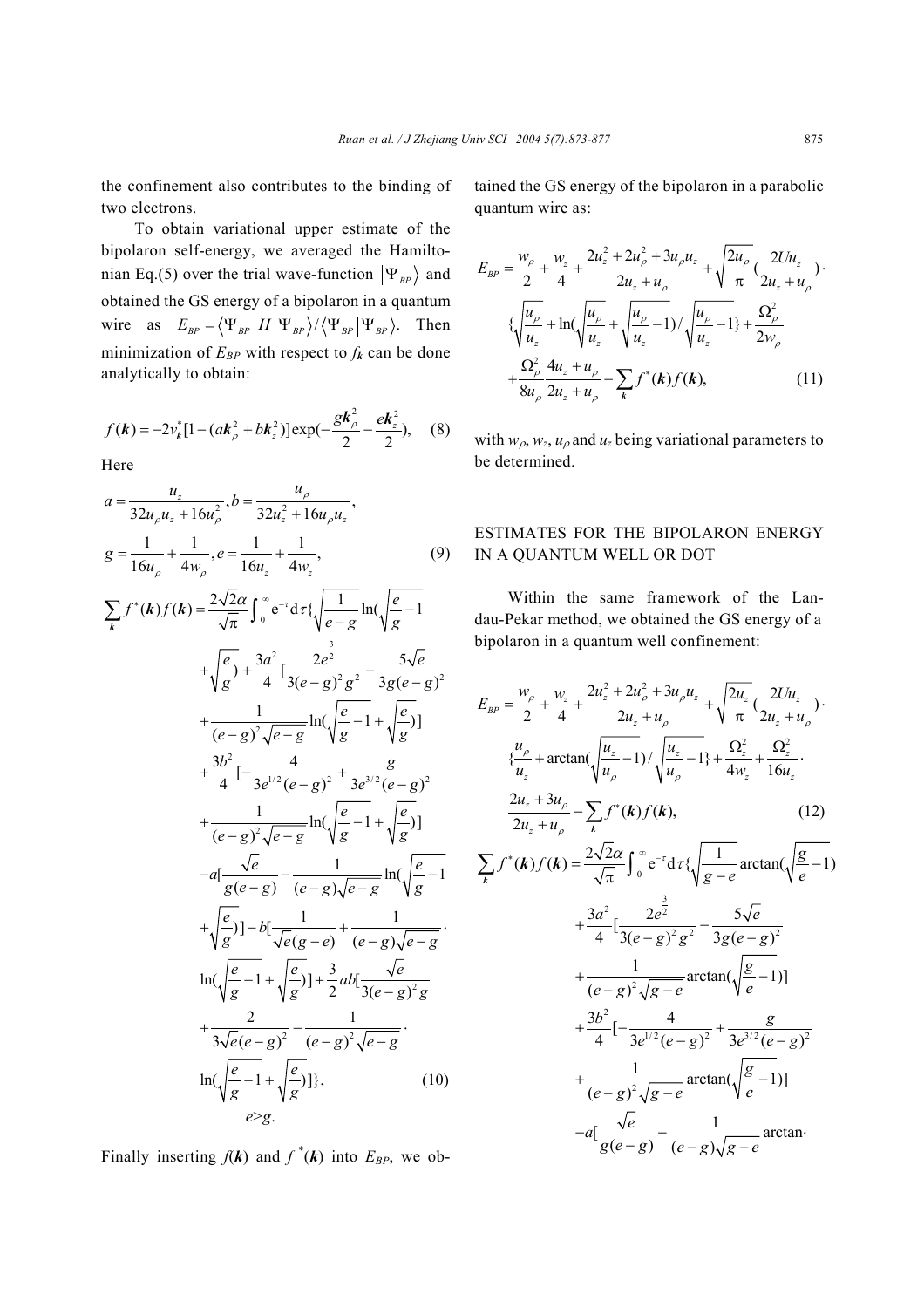the confinement also contributes to the binding of two electrons.

To obtain variational upper estimate of the bipolaron self-energy, we averaged the Hamiltonian Eq.(5) over the trial wave-function $|\Psi_{BP}\rangle$ and obtained the GS energy of a bipolaron in a quantum wire as $E_{BP}=\langle\Psi_{BP}|H|\Psi_{BP}\rangle/\langle\Psi_{BP}|\Psi_{BP}\rangle$. Then minimization of $E_{BP}$ with respect to $f_{\boldsymbol{k}}$ can be done analytically to obtain:

$$f(\boldsymbol{k})=-2v_{\boldsymbol{k}}^{*}[1-(a\boldsymbol{k}_{\rho}^{2}+b\boldsymbol{k}_{z}^{2})]\exp(-\frac{g\boldsymbol{k}_{\rho}^{2}}{2}-\frac{e\boldsymbol{k}_{z}^{2}}{2}),\quad(8)$$

Here

$$a=\frac{u_z}{32u_\rho u_z+16u_\rho^2},\; b=\frac{u_\rho}{32u_z^2+16u_\rho u_z},$$
$$g=\frac{1}{16u_\rho}+\frac{1}{4w_\rho},\; e=\frac{1}{16u_z}+\frac{1}{4w_z},\quad(9)$$

$$\begin{aligned}\sum_{\boldsymbol{k}}f^{*}(\boldsymbol{k})f(\boldsymbol{k})=&\frac{2\sqrt{2}\alpha}{\sqrt{\pi}}\int_0^\infty \mathrm{e}^{-\tau}\mathrm{d}\tau\{\sqrt{\frac{1}{e-g}}\ln(\sqrt{\frac{e}{g}-1}\\&+\sqrt{\frac{e}{g}})+\frac{3a^2}{4}[\frac{2e^{\frac{3}{2}}}{3(e-g)^2g^2}-\frac{5\sqrt{e}}{3g(e-g)^2}\\&+\frac{1}{(e-g)^2\sqrt{e-g}}\ln(\sqrt{\frac{e}{g}-1}+\sqrt{\frac{e}{g}})]\\&+\frac{3b^2}{4}[-\frac{4}{3e^{1/2}(e-g)^2}+\frac{g}{3e^{3/2}(e-g)^2}\\&+\frac{1}{(e-g)^2\sqrt{e-g}}\ln(\sqrt{\frac{e}{g}-1}+\sqrt{\frac{e}{g}})]\\&-a[\frac{\sqrt{e}}{g(e-g)}-\frac{1}{(e-g)\sqrt{e-g}}\ln(\sqrt{\frac{e}{g}-1}\\&+\sqrt{\frac{e}{g}})]-b[\frac{1}{\sqrt{e}(g-e)}+\frac{1}{(e-g)\sqrt{e-g}}\cdot\\&\ln(\sqrt{\frac{e}{g}-1}+\sqrt{\frac{e}{g}})]+\frac{3}{2}ab[\frac{\sqrt{e}}{3(e-g)^2g}\\&+\frac{2}{3\sqrt{e}(e-g)^2}-\frac{1}{(e-g)^2\sqrt{e-g}}\cdot\\&\ln(\sqrt{\frac{e}{g}-1}+\sqrt{\frac{e}{g}})]\},\end{aligned}\quad(10)$$

$$e>g.$$

Finally inserting $f(\boldsymbol{k})$ and $f^{*}(\boldsymbol{k})$ into $E_{BP}$, we obtained the GS energy of the bipolaron in a parabolic quantum wire as:

$$\begin{aligned}E_{BP}=&\frac{w_\rho}{2}+\frac{w_z}{4}+\frac{2u_z^2+2u_\rho^2+3u_\rho u_z}{2u_z+u_\rho}+\sqrt{\frac{2u_\rho}{\pi}}(\frac{2Uu_z}{2u_z+u_\rho})\cdot\\&\{\sqrt{\frac{u_\rho}{u_z}}+\ln(\sqrt{\frac{u_\rho}{u_z}}+\sqrt{\frac{u_\rho}{u_z}-1})/\sqrt{\frac{u_\rho}{u_z}-1}\}+\frac{\Omega_\rho^2}{2w_\rho}\\&+\frac{\Omega_\rho^2}{8u_\rho}\frac{4u_z+u_\rho}{2u_z+u_\rho}-\sum_{\boldsymbol{k}}f^{*}(\boldsymbol{k})f(\boldsymbol{k}),\end{aligned}\quad(11)$$

with $w_\rho$, $w_z$, $u_\rho$ and $u_z$ being variational parameters to be determined.

## ESTIMATES FOR THE BIPOLARON ENERGY IN A QUANTUM WELL OR DOT

Within the same framework of the Landau-Pekar method, we obtained the GS energy of a bipolaron in a quantum well confinement:

$$\begin{aligned}E_{BP}=&\frac{w_\rho}{2}+\frac{w_z}{4}+\frac{2u_z^2+2u_\rho^2+3u_\rho u_z}{2u_z+u_\rho}+\sqrt{\frac{2u_z}{\pi}}(\frac{2Uu_z}{2u_z+u_\rho})\cdot\\&\{\frac{u_\rho}{u_z}+\arctan(\sqrt{\frac{u_z}{u_\rho}-1})/\sqrt{\frac{u_z}{u_\rho}-1}\}+\frac{\Omega_z^2}{4w_z}+\frac{\Omega_z^2}{16u_z}\cdot\\&\frac{2u_z+3u_\rho}{2u_z+u_\rho}-\sum_{\boldsymbol{k}}f^{*}(\boldsymbol{k})f(\boldsymbol{k}),\end{aligned}\quad(12)$$

$$\begin{aligned}\sum_{\boldsymbol{k}}f^{*}(\boldsymbol{k})f(\boldsymbol{k})=&\frac{2\sqrt{2}\alpha}{\sqrt{\pi}}\int_0^\infty \mathrm{e}^{-\tau}\mathrm{d}\tau\{\sqrt{\frac{1}{g-e}}\arctan(\sqrt{\frac{g}{e}}-1)\\&+\frac{3a^2}{4}[\frac{2e^{\frac{3}{2}}}{3(e-g)^2g^2}-\frac{5\sqrt{e}}{3g(e-g)^2}\\&+\frac{1}{(e-g)^2\sqrt{g-e}}\arctan(\sqrt{\frac{g}{e}}-1)]\\&+\frac{3b^2}{4}[-\frac{4}{3e^{1/2}(e-g)^2}+\frac{g}{3e^{3/2}(e-g)^2}\\&+\frac{1}{(e-g)^2\sqrt{g-e}}\arctan(\sqrt{\frac{g}{e}}-1)]\\&-a[\frac{\sqrt{e}}{g(e-g)}-\frac{1}{(e-g)\sqrt{g-e}}\arctan\cdot\end{aligned}$$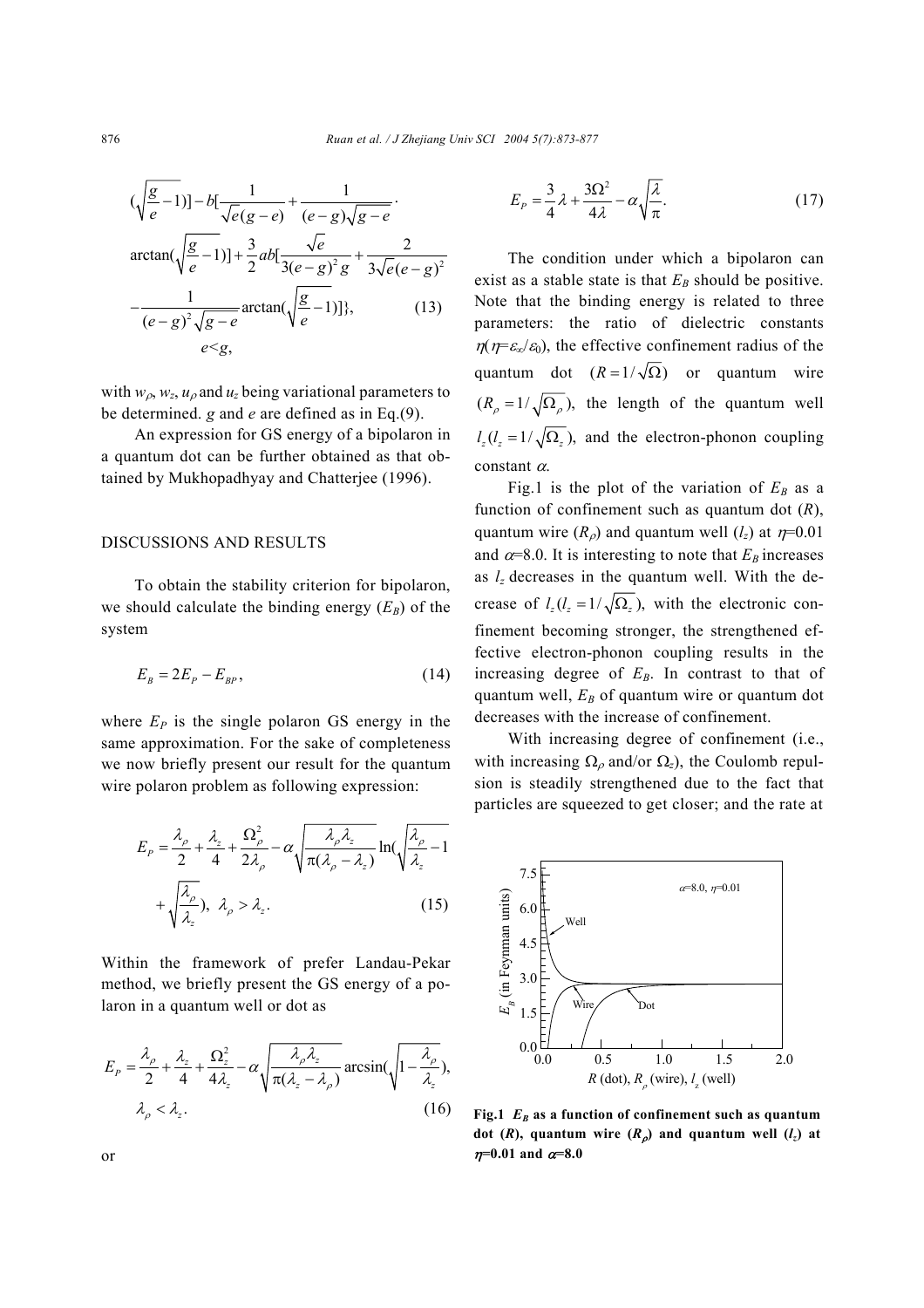$$
(\sqrt{\frac{g}{e}-1})]-b[\frac{1}{\sqrt{e}(g-e)}+\frac{1}{(e-g)\sqrt{g-e}}\cdot
$$

$$
\arctan(\sqrt{\frac{g}{e}-1})]+\frac{3}{2}ab[\frac{\sqrt{e}}{3(e-g)^2 g}+\frac{2}{3\sqrt{e}(e-g)^2}
$$

$$
-\frac{1}{(e-g)^2\sqrt{g-e}}\arctan(\sqrt{\frac{g}{e}-1})]\}, \qquad (13)
$$

$$
e<g,
$$

with $w_\rho$, $w_z$, $u_\rho$ and $u_z$ being variational parameters to be determined. $g$ and $e$ are defined as in Eq.(9).

An expression for GS energy of a bipolaron in a quantum dot can be further obtained as that obtained by Mukhopadhyay and Chatterjee (1996).

## DISCUSSIONS AND RESULTS

To obtain the stability criterion for bipolaron, we should calculate the binding energy ($E_B$) of the system

$$
E_B = 2E_P - E_{BP}, \qquad (14)
$$

where $E_P$ is the single polaron GS energy in the same approximation. For the sake of completeness we now briefly present our result for the quantum wire polaron problem as following expression:

$$
E_P = \frac{\lambda_\rho}{2}+\frac{\lambda_z}{4}+\frac{\Omega_\rho^2}{2\lambda_\rho}-\alpha\sqrt{\frac{\lambda_\rho\lambda_z}{\pi(\lambda_\rho-\lambda_z)}}\ln(\sqrt{\frac{\lambda_\rho}{\lambda_z}-1}+\sqrt{\frac{\lambda_\rho}{\lambda_z}}),\ \lambda_\rho>\lambda_z. \qquad (15)
$$

Within the framework of prefer Landau-Pekar method, we briefly present the GS energy of a polaron in a quantum well or dot as

$$
E_P = \frac{\lambda_\rho}{2}+\frac{\lambda_z}{4}+\frac{\Omega_z^2}{4\lambda_z}-\alpha\sqrt{\frac{\lambda_\rho\lambda_z}{\pi(\lambda_z-\lambda_\rho)}}\arcsin(\sqrt{1-\frac{\lambda_\rho}{\lambda_z}}),\quad \lambda_\rho<\lambda_z. \qquad (16)
$$

or

$$
E_P = \frac{3}{4}\lambda+\frac{3\Omega^2}{4\lambda}-\alpha\sqrt{\frac{\lambda}{\pi}}. \qquad (17)
$$

The condition under which a bipolaron can exist as a stable state is that $E_B$ should be positive. Note that the binding energy is related to three parameters: the ratio of dielectric constants $\eta(\eta=\varepsilon_\infty/\varepsilon_0)$, the effective confinement radius of the quantum dot $(R=1/\sqrt{\Omega})$ or quantum wire $(R_\rho=1/\sqrt{\Omega_\rho})$, the length of the quantum well $l_z(l_z=1/\sqrt{\Omega_z})$, and the electron-phonon coupling constant $\alpha$.

Fig.1 is the plot of the variation of $E_B$ as a function of confinement such as quantum dot ($R$), quantum wire ($R_\rho$) and quantum well ($l_z$) at $\eta$=0.01 and $\alpha$=8.0. It is interesting to note that $E_B$ increases as $l_z$ decreases in the quantum well. With the decrease of $l_z(l_z=1/\sqrt{\Omega_z})$, with the electronic confinement becoming stronger, the strengthened effective electron-phonon coupling results in the increasing degree of $E_B$. In contrast to that of quantum well, $E_B$ of quantum wire or quantum dot decreases with the increase of confinement.

With increasing degree of confinement (i.e., with increasing $\Omega_\rho$ and/or $\Omega_z$), the Coulomb repulsion is steadily strengthened due to the fact that particles are squeezed to get closer; and the rate at

**Fig.1 $E_B$ as a function of confinement such as quantum dot ($R$), quantum wire ($R_\rho$) and quantum well ($l_z$) at $\eta$=0.01 and $\alpha$=8.0**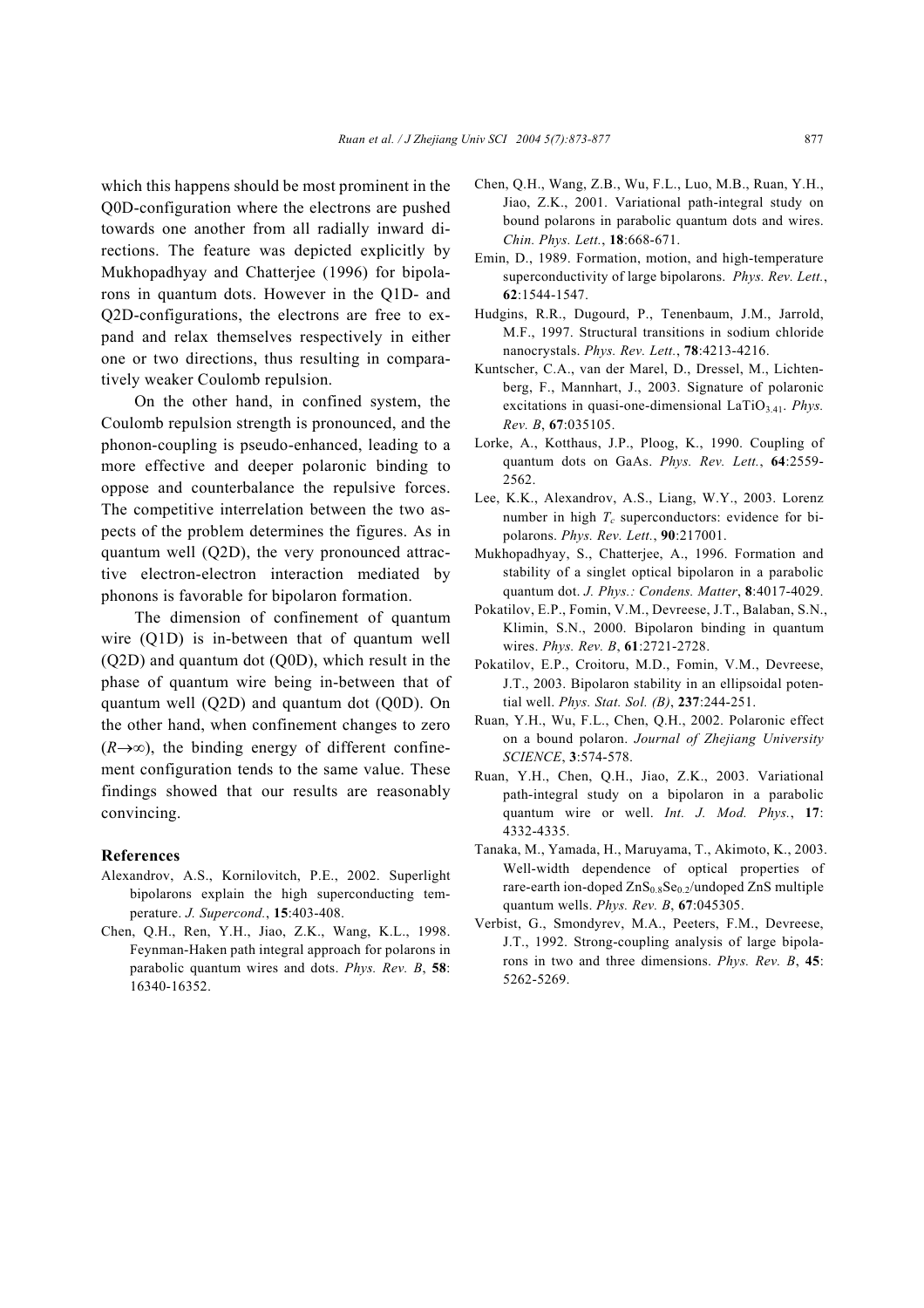which this happens should be most prominent in the Q0D-configuration where the electrons are pushed towards one another from all radially inward directions. The feature was depicted explicitly by Mukhopadhyay and Chatterjee (1996) for bipolarons in quantum dots. However in the Q1D- and Q2D-configurations, the electrons are free to expand and relax themselves respectively in either one or two directions, thus resulting in comparatively weaker Coulomb repulsion.

On the other hand, in confined system, the Coulomb repulsion strength is pronounced, and the phonon-coupling is pseudo-enhanced, leading to a more effective and deeper polaronic binding to oppose and counterbalance the repulsive forces. The competitive interrelation between the two aspects of the problem determines the figures. As in quantum well (Q2D), the very pronounced attractive electron-electron interaction mediated by phonons is favorable for bipolaron formation.

The dimension of confinement of quantum wire (Q1D) is in-between that of quantum well (Q2D) and quantum dot (Q0D), which result in the phase of quantum wire being in-between that of quantum well (Q2D) and quantum dot (Q0D). On the other hand, when confinement changes to zero ($R\rightarrow\infty$), the binding energy of different confinement configuration tends to the same value. These findings showed that our results are reasonably convincing.

## References

Alexandrov, A.S., Kornilovitch, P.E., 2002. Superlight bipolarons explain the high superconducting temperature. *J. Supercond.*, **15**:403-408.

Chen, Q.H., Ren, Y.H., Jiao, Z.K., Wang, K.L., 1998. Feynman-Haken path integral approach for polarons in parabolic quantum wires and dots. *Phys. Rev. B*, **58**: 16340-16352.

Chen, Q.H., Wang, Z.B., Wu, F.L., Luo, M.B., Ruan, Y.H., Jiao, Z.K., 2001. Variational path-integral study on bound polarons in parabolic quantum dots and wires. *Chin. Phys. Lett.*, **18**:668-671.

Emin, D., 1989. Formation, motion, and high-temperature superconductivity of large bipolarons. *Phys. Rev. Lett.*, **62**:1544-1547.

Hudgins, R.R., Dugourd, P., Tenenbaum, J.M., Jarrold, M.F., 1997. Structural transitions in sodium chloride nanocrystals. *Phys. Rev. Lett.*, **78**:4213-4216.

Kuntscher, C.A., van der Marel, D., Dressel, M., Lichtenberg, F., Mannhart, J., 2003. Signature of polaronic excitations in quasi-one-dimensional $LaTiO_{3.41}$. *Phys. Rev. B*, **67**:035105.

Lorke, A., Kotthaus, J.P., Ploog, K., 1990. Coupling of quantum dots on GaAs. *Phys. Rev. Lett.*, **64**:2559-2562.

Lee, K.K., Alexandrov, A.S., Liang, W.Y., 2003. Lorenz number in high $T_c$ superconductors: evidence for bipolarons. *Phys. Rev. Lett.*, **90**:217001.

Mukhopadhyay, S., Chatterjee, A., 1996. Formation and stability of a singlet optical bipolaron in a parabolic quantum dot. *J. Phys.: Condens. Matter*, **8**:4017-4029.

Pokatilov, E.P., Fomin, V.M., Devreese, J.T., Balaban, S.N., Klimin, S.N., 2000. Bipolaron binding in quantum wires. *Phys. Rev. B*, **61**:2721-2728.

Pokatilov, E.P., Croitoru, M.D., Fomin, V.M., Devreese, J.T., 2003. Bipolaron stability in an ellipsoidal potential well. *Phys. Stat. Sol. (B)*, **237**:244-251.

Ruan, Y.H., Wu, F.L., Chen, Q.H., 2002. Polaronic effect on a bound polaron. *Journal of Zhejiang University SCIENCE*, **3**:574-578.

Ruan, Y.H., Chen, Q.H., Jiao, Z.K., 2003. Variational path-integral study on a bipolaron in a parabolic quantum wire or well. *Int. J. Mod. Phys.*, **17**: 4332-4335.

Tanaka, M., Yamada, H., Maruyama, T., Akimoto, K., 2003. Well-width dependence of optical properties of rare-earth ion-doped $ZnS_{0.8}Se_{0.2}$/undoped ZnS multiple quantum wells. *Phys. Rev. B*, **67**:045305.

Verbist, G., Smondyrev, M.A., Peeters, F.M., Devreese, J.T., 1992. Strong-coupling analysis of large bipolarons in two and three dimensions. *Phys. Rev. B*, **45**: 5262-5269.